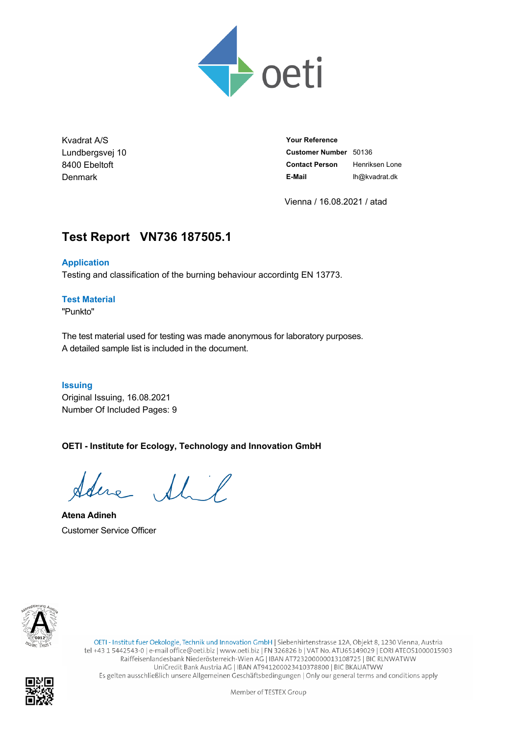Kvadrat A/S
Lundbergsvej 10
8400 Ebeltoft
Denmark

| | |
|---|---|
| **Your Reference** | |
| **Customer Number** | 50136 |
| **Contact Person** | Henriksen Lone |
| **E-Mail** | lh@kvadrat.dk |

Vienna / 16.08.2021 / atad

# Test Report VN736 187505.1

### Application

Testing and classification of the burning behaviour accordintg EN 13773.

### Test Material

"Punkto"

The test material used for testing was made anonymous for laboratory purposes.
A detailed sample list is included in the document.

### Issuing

Original Issuing, 16.08.2021
Number Of Included Pages: 9

**OETI - Institute for Ecology, Technology and Innovation GmbH**

**Atena Adineh**
Customer Service Officer

OETI - Institut fuer Oekologie, Technik und Innovation GmbH | Siebenhirtenstrasse 12A, Objekt 8, 1230 Vienna, Austria
tel +43 1 5442543-0 | e-mail office@oeti.biz | www.oeti.biz | FN 326826 b | VAT No. ATU65149029 | EORI ATEOS1000015903
Raiffeisenlandesbank Niederösterreich-Wien AG | IBAN AT723200000013108725 | BIC RLNWATWW
UniCredit Bank Austria AG | IBAN AT941200023410378800 | BIC BKAUATWW
Es gelten ausschließlich unsere Allgemeinen Geschäftsbedingungen | Only our general terms and conditions apply

Member of TESTEX Group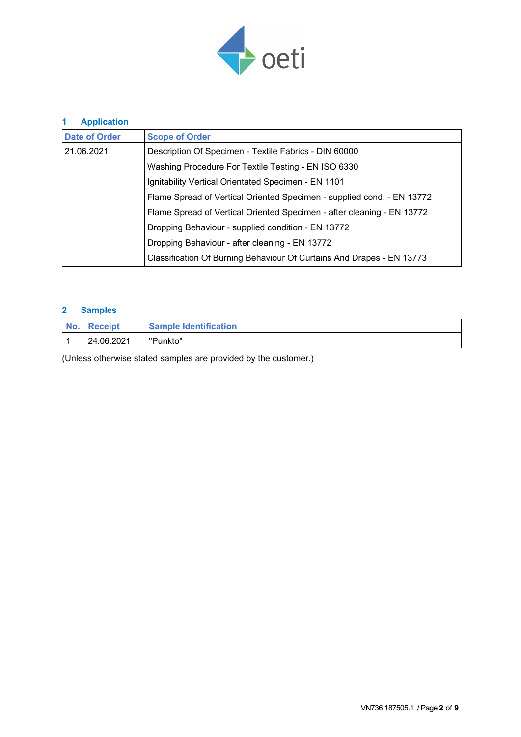## 1 Application

| Date of Order | Scope of Order |
|---|---|
| 21.06.2021 | Description Of Specimen - Textile Fabrics - DIN 60000 |
| | Washing Procedure For Textile Testing - EN ISO 6330 |
| | Ignitability Vertical Orientated Specimen - EN 1101 |
| | Flame Spread of Vertical Oriented Specimen - supplied cond. - EN 13772 |
| | Flame Spread of Vertical Oriented Specimen - after cleaning - EN 13772 |
| | Dropping Behaviour - supplied condition - EN 13772 |
| | Dropping Behaviour - after cleaning - EN 13772 |
| | Classification Of Burning Behaviour Of Curtains And Drapes - EN 13773 |

## 2 Samples

| No. | Receipt | Sample Identification |
|---|---|---|
| 1 | 24.06.2021 | "Punkto" |

(Unless otherwise stated samples are provided by the customer.)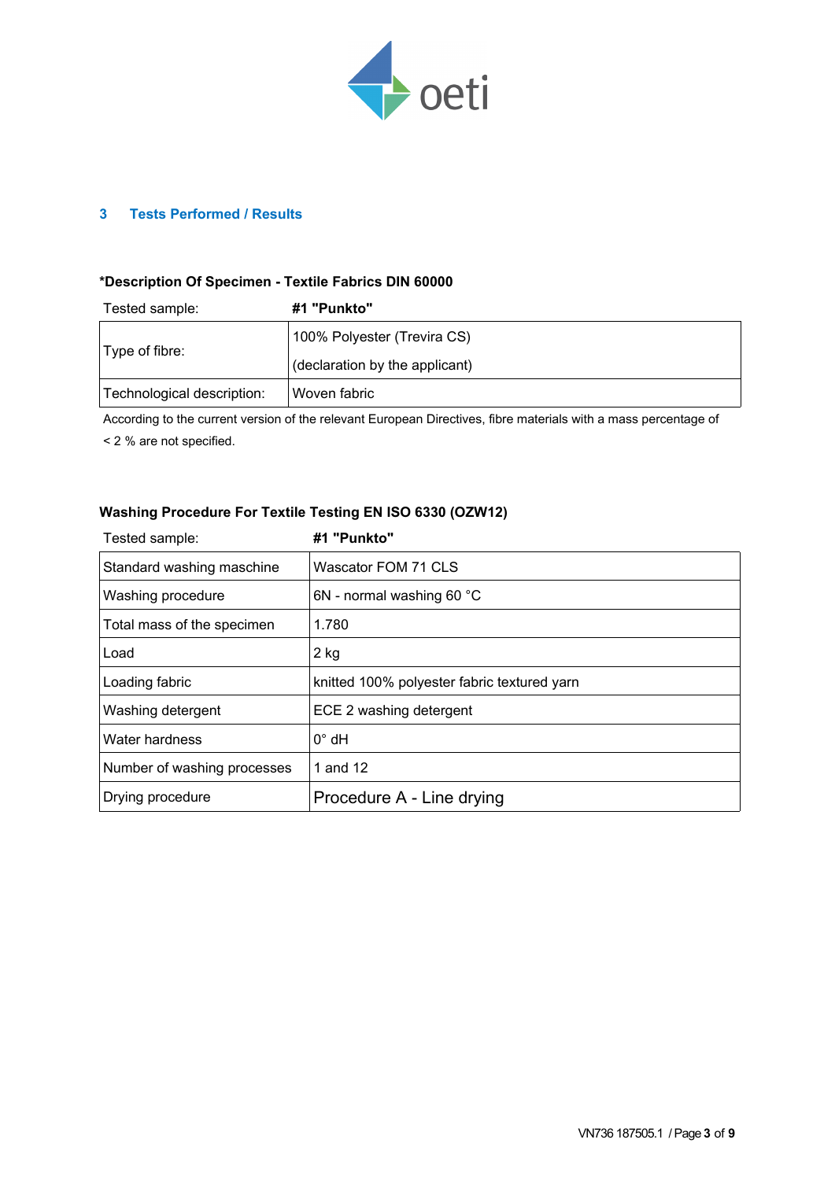## 3 Tests Performed / Results

**\*Description Of Specimen - Textile Fabrics DIN 60000**

| Tested sample: | **#1 "Punkto"** |
|---|---|
| Type of fibre: | 100% Polyester (Trevira CS)<br>(declaration by the applicant) |
| Technological description: | Woven fabric |

According to the current version of the relevant European Directives, fibre materials with a mass percentage of < 2 % are not specified.

**Washing Procedure For Textile Testing EN ISO 6330 (OZW12)**

| Tested sample: | **#1 "Punkto"** |
|---|---|
| Standard washing maschine | Wascator FOM 71 CLS |
| Washing procedure | 6N - normal washing 60 °C |
| Total mass of the specimen | 1.780 |
| Load | 2 kg |
| Loading fabric | knitted 100% polyester fabric textured yarn |
| Washing detergent | ECE 2 washing detergent |
| Water hardness | 0° dH |
| Number of washing processes | 1 and 12 |
| Drying procedure | Procedure A - Line drying |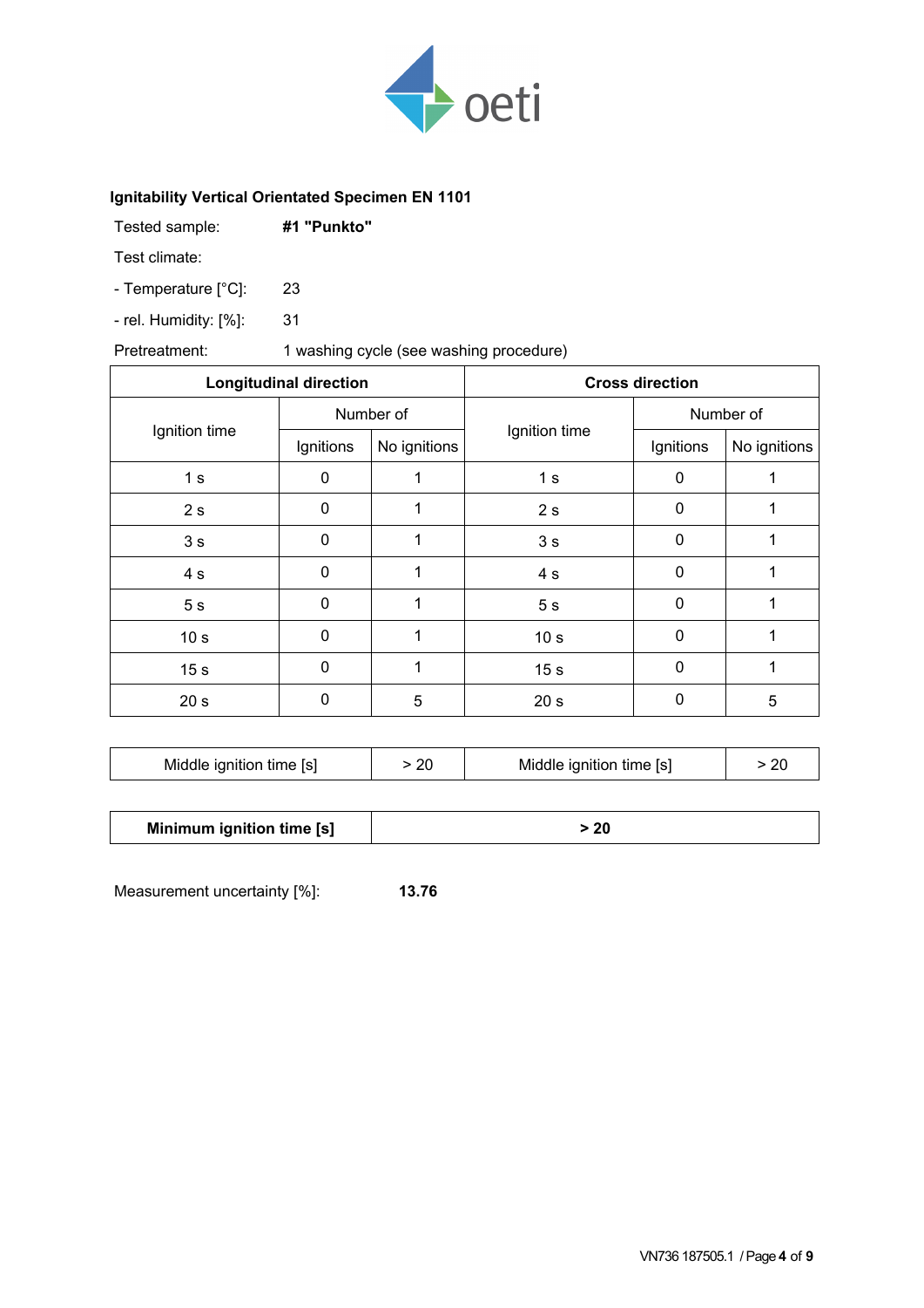**Ignitability Vertical Orientated Specimen EN 1101**

Tested sample: **#1 "Punkto"**

Test climate:

- Temperature [°C]: 23

- rel. Humidity: [%]: 31

Pretreatment: 1 washing cycle (see washing procedure)

| Longitudinal direction | | | Cross direction | | |
|---|---|---|---|---|---|
| Ignition time | Number of | | Ignition time | Number of | |
| | Ignitions | No ignitions | | Ignitions | No ignitions |
| 1 s | 0 | 1 | 1 s | 0 | 1 |
| 2 s | 0 | 1 | 2 s | 0 | 1 |
| 3 s | 0 | 1 | 3 s | 0 | 1 |
| 4 s | 0 | 1 | 4 s | 0 | 1 |
| 5 s | 0 | 1 | 5 s | 0 | 1 |
| 10 s | 0 | 1 | 10 s | 0 | 1 |
| 15 s | 0 | 1 | 15 s | 0 | 1 |
| 20 s | 0 | 5 | 20 s | 0 | 5 |

| Middle ignition time [s] | > 20 | Middle ignition time [s] | > 20 |
|---|---|---|---|

| **Minimum ignition time [s]** | **> 20** |
|---|---|

Measurement uncertainty [%]: **13.76**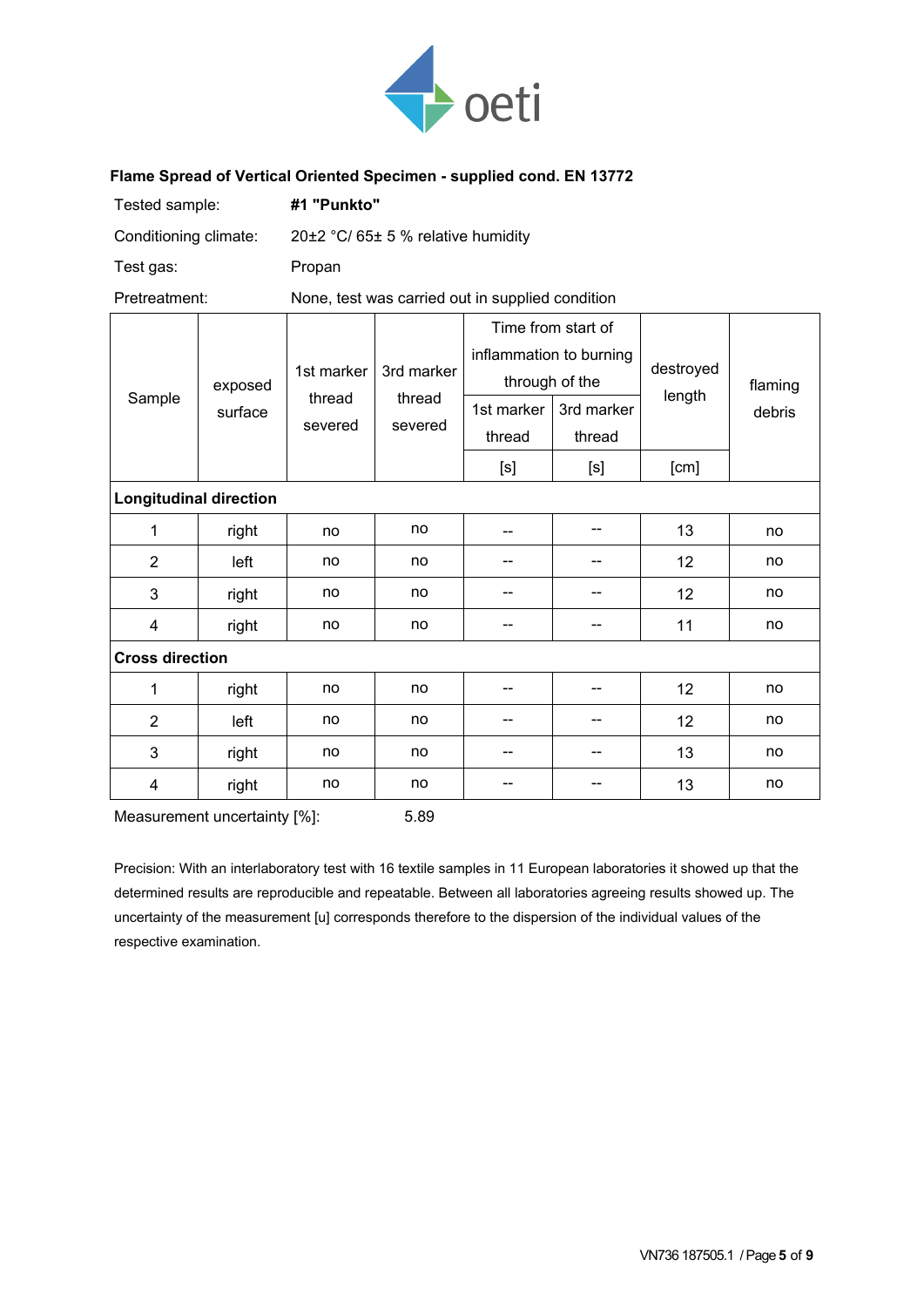### Flame Spread of Vertical Oriented Specimen - supplied cond. EN 13772

| | |
|---|---|
| Tested sample: | **#1 "Punkto"** |
| Conditioning climate: | 20±2 °C/ 65± 5 % relative humidity |
| Test gas: | Propan |
| Pretreatment: | None, test was carried out in supplied condition |

| Sample | exposed surface | 1st marker thread severed | 3rd marker thread severed | Time from start of inflammation to burning through of the | | destroyed length | flaming debris |
|---|---|---|---|---|---|---|---|
| | | | | 1st marker thread [s] | 3rd marker thread [s] | [cm] | |
| **Longitudinal direction** | | | | | | | |
| 1 | right | no | no | -- | -- | 13 | no |
| 2 | left | no | no | -- | -- | 12 | no |
| 3 | right | no | no | -- | -- | 12 | no |
| 4 | right | no | no | -- | -- | 11 | no |
| **Cross direction** | | | | | | | |
| 1 | right | no | no | -- | -- | 12 | no |
| 2 | left | no | no | -- | -- | 12 | no |
| 3 | right | no | no | -- | -- | 13 | no |
| 4 | right | no | no | -- | -- | 13 | no |

Measurement uncertainty [%]: 5.89

Precision: With an interlaboratory test with 16 textile samples in 11 European laboratories it showed up that the determined results are reproducible and repeatable. Between all laboratories agreeing results showed up. The uncertainty of the measurement [u] corresponds therefore to the dispersion of the individual values of the respective examination.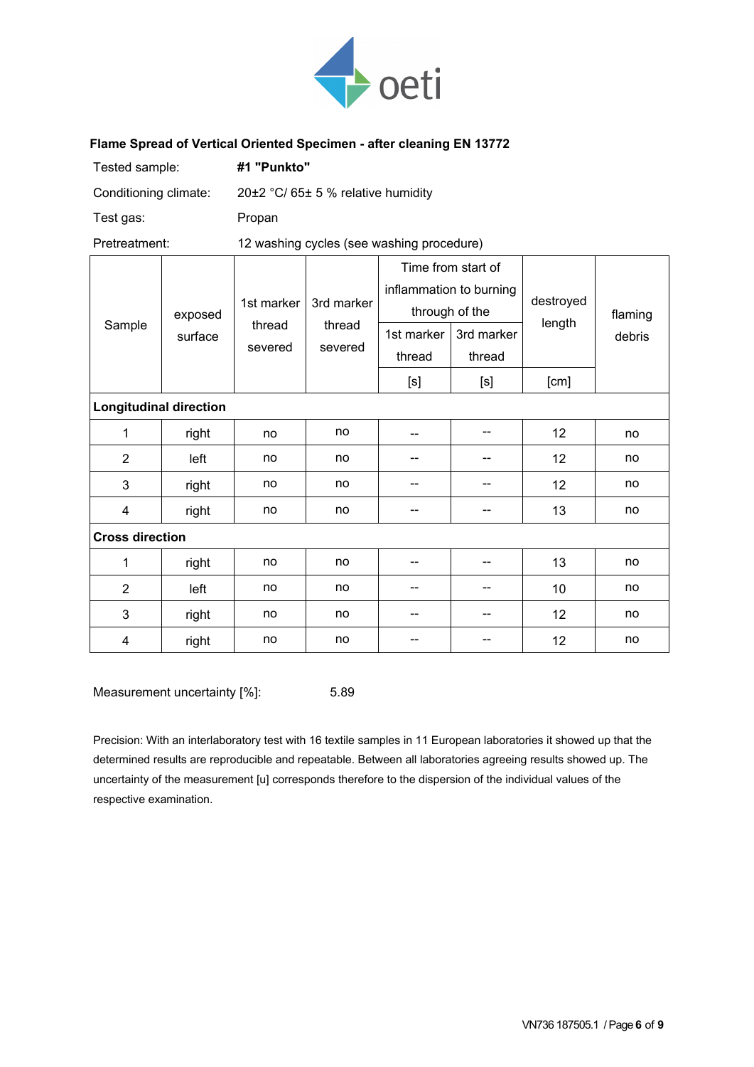## Flame Spread of Vertical Oriented Specimen - after cleaning EN 13772

| | |
|---|---|
| Tested sample: | **#1 "Punkto"** |
| Conditioning climate: | 20±2 °C/ 65± 5 % relative humidity |
| Test gas: | Propan |
| Pretreatment: | 12 washing cycles (see washing procedure) |

| Sample | exposed surface | 1st marker thread severed | 3rd marker thread severed | Time from start of inflammation to burning through of the | | destroyed length | flaming debris |
|---|---|---|---|---|---|---|---|
| | | | | 1st marker thread | 3rd marker thread | | |
| | | | | [s] | [s] | [cm] | |
| **Longitudinal direction** | | | | | | | |
| 1 | right | no | no | -- | -- | 12 | no |
| 2 | left | no | no | -- | -- | 12 | no |
| 3 | right | no | no | -- | -- | 12 | no |
| 4 | right | no | no | -- | -- | 13 | no |
| **Cross direction** | | | | | | | |
| 1 | right | no | no | -- | -- | 13 | no |
| 2 | left | no | no | -- | -- | 10 | no |
| 3 | right | no | no | -- | -- | 12 | no |
| 4 | right | no | no | -- | -- | 12 | no |

Measurement uncertainty [%]: 5.89

Precision: With an interlaboratory test with 16 textile samples in 11 European laboratories it showed up that the determined results are reproducible and repeatable. Between all laboratories agreeing results showed up. The uncertainty of the measurement [u] corresponds therefore to the dispersion of the individual values of the respective examination.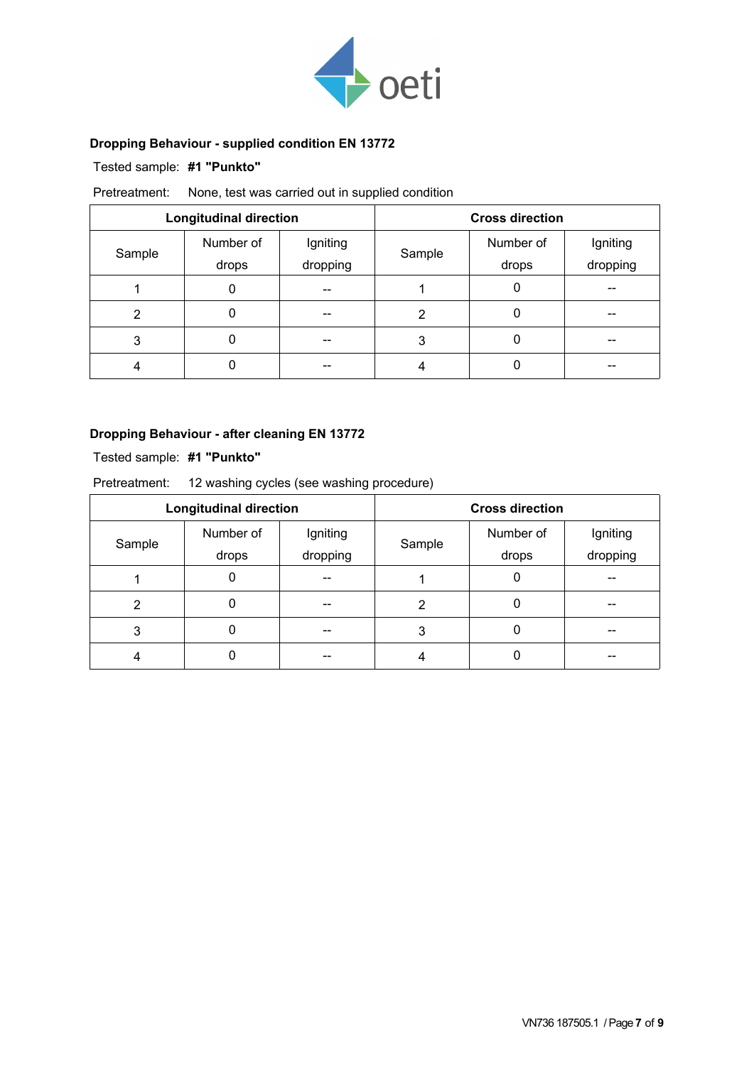### Dropping Behaviour - supplied condition EN 13772

Tested sample: **#1 "Punkto"**

Pretreatment: None, test was carried out in supplied condition

| Longitudinal direction | | | Cross direction | | |
|---|---|---|---|---|---|
| Sample | Number of drops | Igniting dropping | Sample | Number of drops | Igniting dropping |
| 1 | 0 | -- | 1 | 0 | -- |
| 2 | 0 | -- | 2 | 0 | -- |
| 3 | 0 | -- | 3 | 0 | -- |
| 4 | 0 | -- | 4 | 0 | -- |

### Dropping Behaviour - after cleaning EN 13772

Tested sample: **#1 "Punkto"**

Pretreatment: 12 washing cycles (see washing procedure)

| Longitudinal direction | | | Cross direction | | |
|---|---|---|---|---|---|
| Sample | Number of drops | Igniting dropping | Sample | Number of drops | Igniting dropping |
| 1 | 0 | -- | 1 | 0 | -- |
| 2 | 0 | -- | 2 | 0 | -- |
| 3 | 0 | -- | 3 | 0 | -- |
| 4 | 0 | -- | 4 | 0 | -- |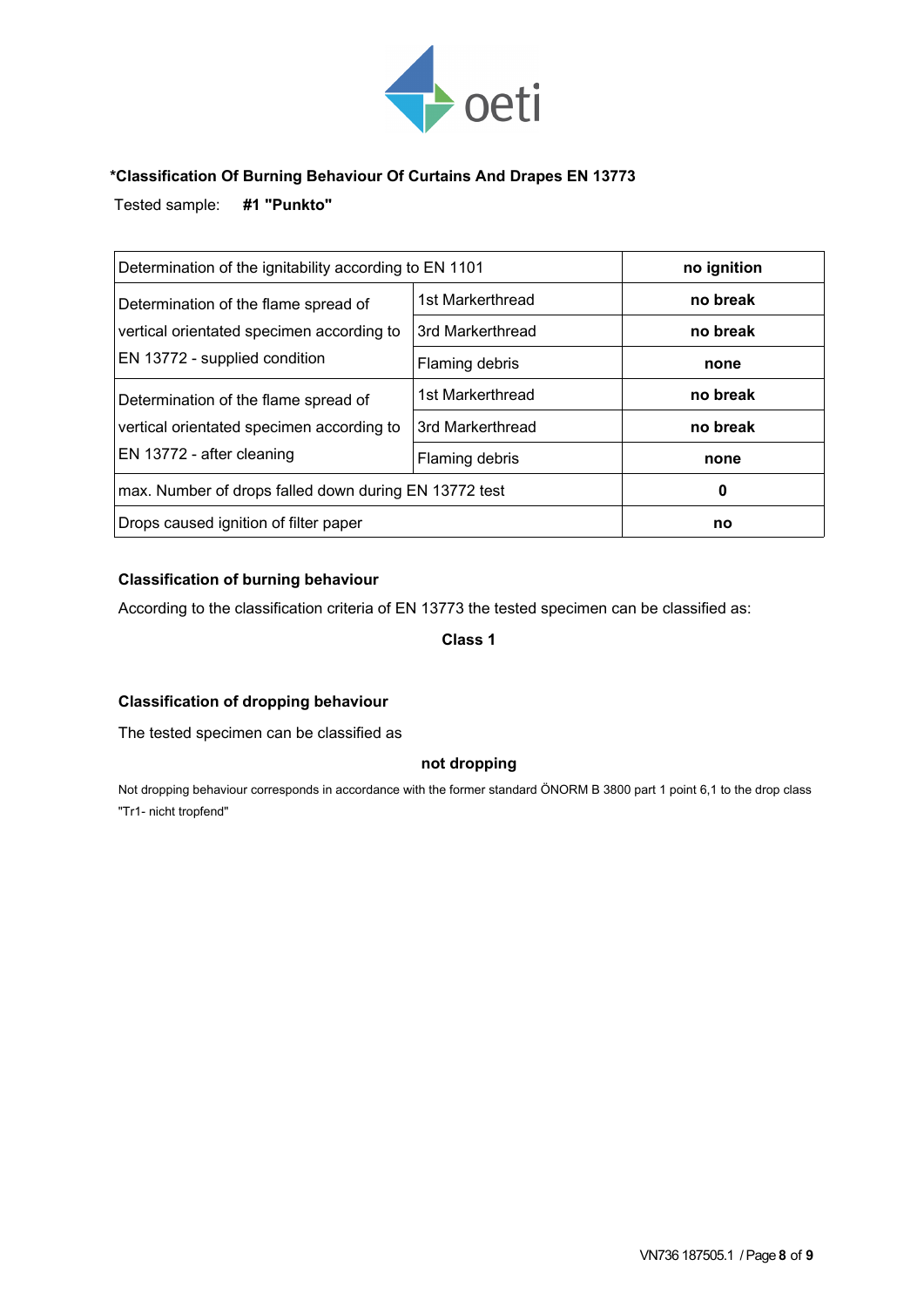### *Classification Of Burning Behaviour Of Curtains And Drapes EN 13773

Tested sample: **#1 "Punkto"**

| Determination of the ignitability according to EN 1101 | | **no ignition** |
|---|---|---|
| Determination of the flame spread of vertical orientated specimen according to EN 13772 - supplied condition | 1st Markerthread | **no break** |
| | 3rd Markerthread | **no break** |
| | Flaming debris | **none** |
| Determination of the flame spread of vertical orientated specimen according to EN 13772 - after cleaning | 1st Markerthread | **no break** |
| | 3rd Markerthread | **no break** |
| | Flaming debris | **none** |
| max. Number of drops falled down during EN 13772 test | | **0** |
| Drops caused ignition of filter paper | | **no** |

**Classification of burning behaviour**

According to the classification criteria of EN 13773 the tested specimen can be classified as:

**Class 1**

**Classification of dropping behaviour**

The tested specimen can be classified as

**not dropping**

Not dropping behaviour corresponds in accordance with the former standard ÖNORM B 3800 part 1 point 6,1 to the drop class "Tr1- nicht tropfend"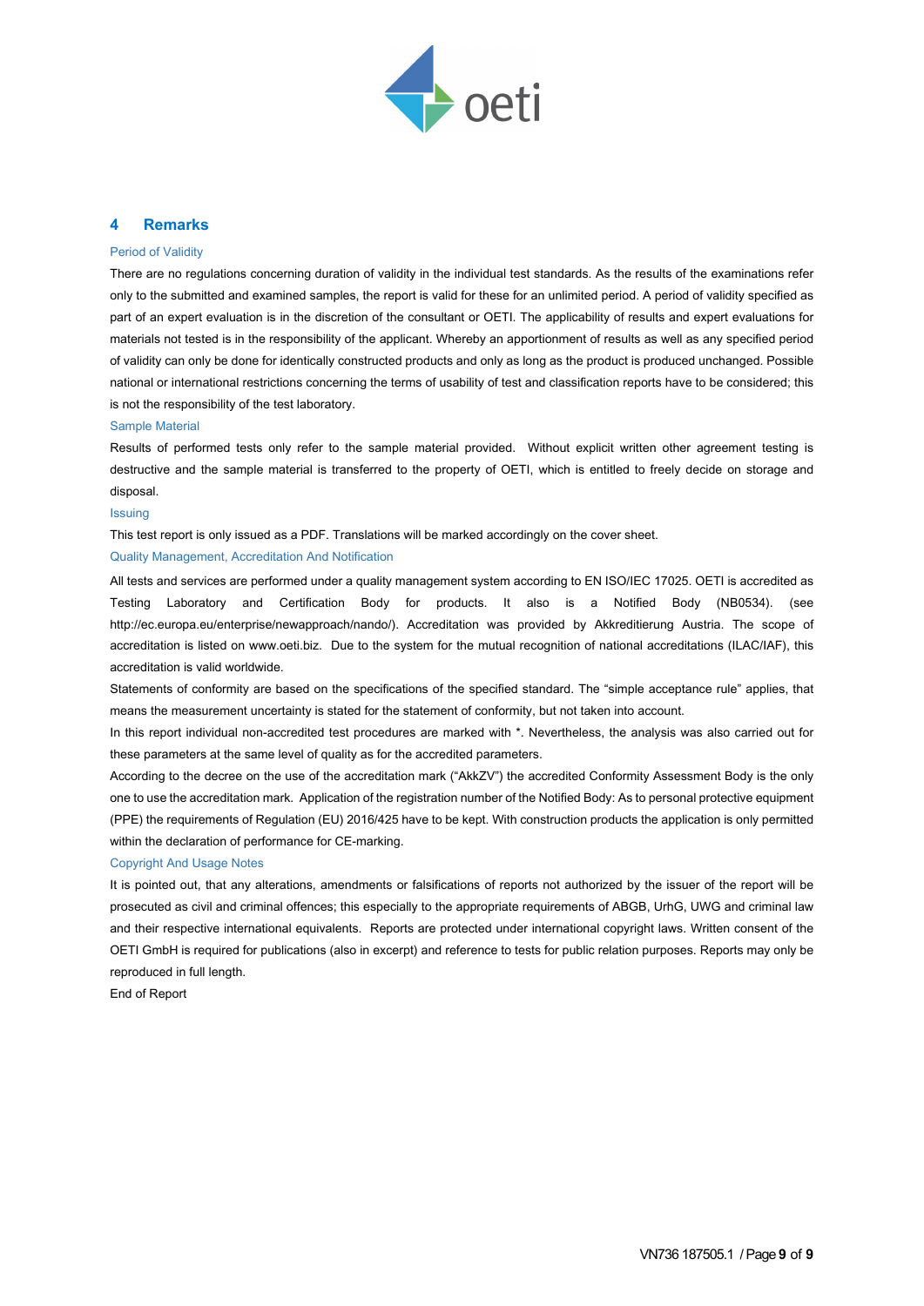## 4 Remarks

### Period of Validity

There are no regulations concerning duration of validity in the individual test standards. As the results of the examinations refer only to the submitted and examined samples, the report is valid for these for an unlimited period. A period of validity specified as part of an expert evaluation is in the discretion of the consultant or OETI. The applicability of results and expert evaluations for materials not tested is in the responsibility of the applicant. Whereby an apportionment of results as well as any specified period of validity can only be done for identically constructed products and only as long as the product is produced unchanged. Possible national or international restrictions concerning the terms of usability of test and classification reports have to be considered; this is not the responsibility of the test laboratory.

### Sample Material

Results of performed tests only refer to the sample material provided. Without explicit written other agreement testing is destructive and the sample material is transferred to the property of OETI, which is entitled to freely decide on storage and disposal.

### Issuing

This test report is only issued as a PDF. Translations will be marked accordingly on the cover sheet.

### Quality Management, Accreditation And Notification

All tests and services are performed under a quality management system according to EN ISO/IEC 17025. OETI is accredited as Testing Laboratory and Certification Body for products. It also is a Notified Body (NB0534). (see http://ec.europa.eu/enterprise/newapproach/nando/). Accreditation was provided by Akkreditierung Austria. The scope of accreditation is listed on www.oeti.biz. Due to the system for the mutual recognition of national accreditations (ILAC/IAF), this accreditation is valid worldwide.

Statements of conformity are based on the specifications of the specified standard. The "simple acceptance rule" applies, that means the measurement uncertainty is stated for the statement of conformity, but not taken into account.

In this report individual non-accredited test procedures are marked with *. Nevertheless, the analysis was also carried out for these parameters at the same level of quality as for the accredited parameters.

According to the decree on the use of the accreditation mark ("AkkZV") the accredited Conformity Assessment Body is the only one to use the accreditation mark. Application of the registration number of the Notified Body: As to personal protective equipment (PPE) the requirements of Regulation (EU) 2016/425 have to be kept. With construction products the application is only permitted within the declaration of performance for CE-marking.

### Copyright And Usage Notes

It is pointed out, that any alterations, amendments or falsifications of reports not authorized by the issuer of the report will be prosecuted as civil and criminal offences; this especially to the appropriate requirements of ABGB, UrhG, UWG and criminal law and their respective international equivalents. Reports are protected under international copyright laws. Written consent of the OETI GmbH is required for publications (also in excerpt) and reference to tests for public relation purposes. Reports may only be reproduced in full length.

End of Report